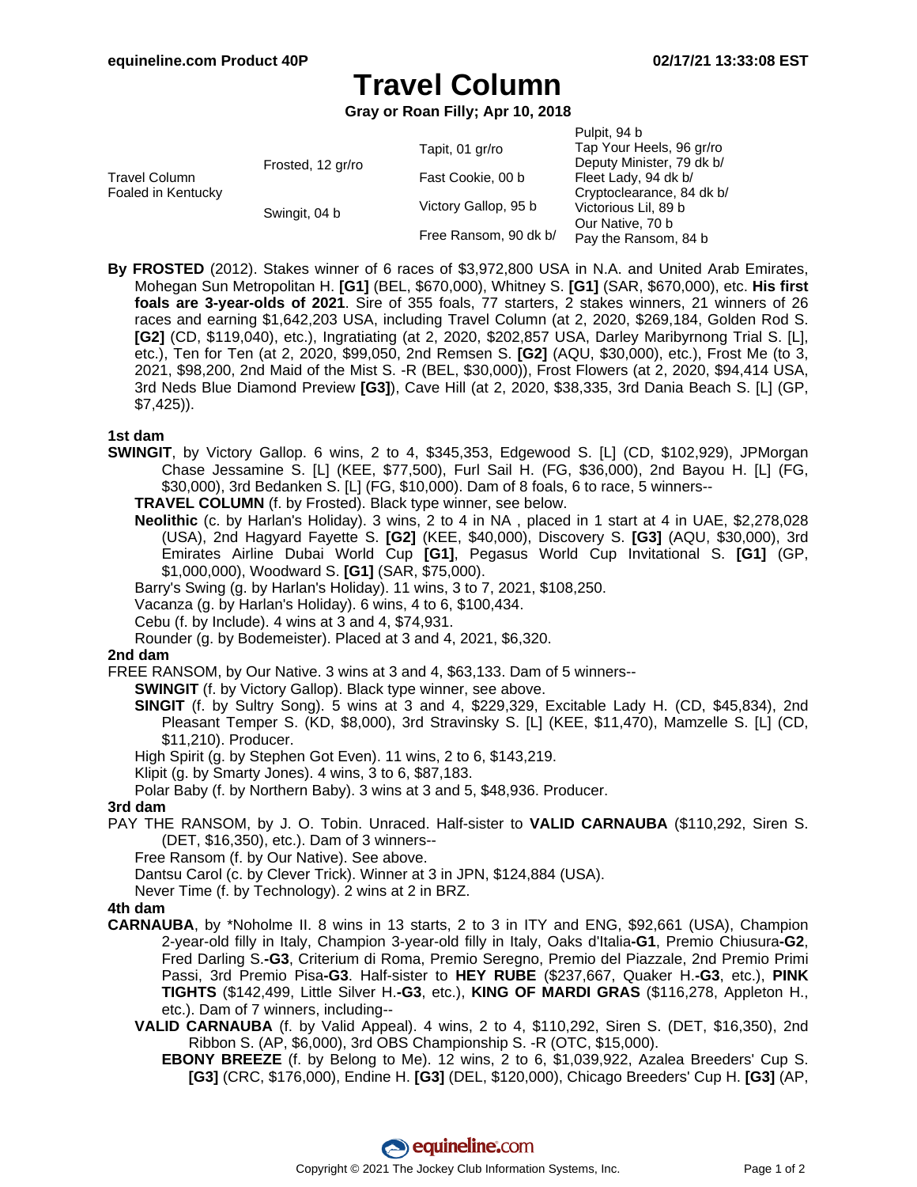equineline.com Product 40P — 02/17/21 13:33:08 EST

# Travel Column

**Gray or Roan Filly; Apr 10, 2018**

| | | | |
|---|---|---|---|
| Travel Column<br>Foaled in Kentucky | Frosted, 12 gr/ro | Tapit, 01 gr/ro | Pulpit, 94 b |
| | | | Tap Your Heels, 96 gr/ro |
| | | Fast Cookie, 00 b | Deputy Minister, 79 dk b/ |
| | | | Fleet Lady, 94 dk b/ |
| | Swingit, 04 b | Victory Gallop, 95 b | Cryptoclearance, 84 dk b/ |
| | | | Victorious Lil, 89 b |
| | | Free Ransom, 90 dk b/ | Our Native, 70 b |
| | | | Pay the Ransom, 84 b |

**By FROSTED** (2012). Stakes winner of 6 races of $3,972,800 USA in N.A. and United Arab Emirates, Mohegan Sun Metropolitan H. **[G1]** (BEL, $670,000), Whitney S. **[G1]** (SAR, $670,000), etc. **His first foals are 3-year-olds of 2021**. Sire of 355 foals, 77 starters, 2 stakes winners, 21 winners of 26 races and earning $1,642,203 USA, including Travel Column (at 2, 2020, $269,184, Golden Rod S. **[G2]** (CD, $119,040), etc.), Ingratiating (at 2, 2020, $202,857 USA, Darley Maribyrnong Trial S. [L], etc.), Ten for Ten (at 2, 2020, $99,050, 2nd Remsen S. **[G2]** (AQU, $30,000), etc.), Frost Me (to 3, 2021, $98,200, 2nd Maid of the Mist S. -R (BEL, $30,000)), Frost Flowers (at 2, 2020, $94,414 USA, 3rd Neds Blue Diamond Preview **[G3]**), Cave Hill (at 2, 2020, $38,335, 3rd Dania Beach S. [L] (GP, $7,425)).

### 1st dam

**SWINGIT**, by Victory Gallop. 6 wins, 2 to 4, $345,353, Edgewood S. [L] (CD, $102,929), JPMorgan Chase Jessamine S. [L] (KEE, $77,500), Furl Sail H. (FG, $36,000), 2nd Bayou H. [L] (FG, $30,000), 3rd Bedanken S. [L] (FG, $10,000). Dam of 8 foals, 6 to race, 5 winners--

- **TRAVEL COLUMN** (f. by Frosted). Black type winner, see below.
- **Neolithic** (c. by Harlan's Holiday). 3 wins, 2 to 4 in NA , placed in 1 start at 4 in UAE, $2,278,028 (USA), 2nd Hagyard Fayette S. **[G2]** (KEE, $40,000), Discovery S. **[G3]** (AQU, $30,000), 3rd Emirates Airline Dubai World Cup **[G1]**, Pegasus World Cup Invitational S. **[G1]** (GP, $1,000,000), Woodward S. **[G1]** (SAR, $75,000).
- Barry's Swing (g. by Harlan's Holiday). 11 wins, 3 to 7, 2021, $108,250.
- Vacanza (g. by Harlan's Holiday). 6 wins, 4 to 6, $100,434.
- Cebu (f. by Include). 4 wins at 3 and 4, $74,931.
- Rounder (g. by Bodemeister). Placed at 3 and 4, 2021, $6,320.

### 2nd dam

FREE RANSOM, by Our Native. 3 wins at 3 and 4, $63,133. Dam of 5 winners--

- **SWINGIT** (f. by Victory Gallop). Black type winner, see above.
- **SINGIT** (f. by Sultry Song). 5 wins at 3 and 4, $229,329, Excitable Lady H. (CD, $45,834), 2nd Pleasant Temper S. (KD, $8,000), 3rd Stravinsky S. [L] (KEE, $11,470), Mamzelle S. [L] (CD, $11,210). Producer.
- High Spirit (g. by Stephen Got Even). 11 wins, 2 to 6, $143,219.
- Klipit (g. by Smarty Jones). 4 wins, 3 to 6, $87,183.
- Polar Baby (f. by Northern Baby). 3 wins at 3 and 5, $48,936. Producer.

### 3rd dam

PAY THE RANSOM, by J. O. Tobin. Unraced. Half-sister to **VALID CARNAUBA** ($110,292, Siren S. (DET, $16,350), etc.). Dam of 3 winners--

- Free Ransom (f. by Our Native). See above.
- Dantsu Carol (c. by Clever Trick). Winner at 3 in JPN, $124,884 (USA).
- Never Time (f. by Technology). 2 wins at 2 in BRZ.

### 4th dam

**CARNAUBA**, by *Noholme II. 8 wins in 13 starts, 2 to 3 in ITY and ENG, $92,661 (USA), Champion 2-year-old filly in Italy, Champion 3-year-old filly in Italy, Oaks d'Italia**-G1**, Premio Chiusura**-G2**, Fred Darling S.**-G3**, Criterium di Roma, Premio Seregno, Premio del Piazzale, 2nd Premio Primi Passi, 3rd Premio Pisa**-G3**. Half-sister to **HEY RUBE** ($237,667, Quaker H.**-G3**, etc.), **PINK TIGHTS** ($142,499, Little Silver H.**-G3**, etc.), **KING OF MARDI GRAS** ($116,278, Appleton H., etc.). Dam of 7 winners, including--

- **VALID CARNAUBA** (f. by Valid Appeal). 4 wins, 2 to 4, $110,292, Siren S. (DET, $16,350), 2nd Ribbon S. (AP, $6,000), 3rd OBS Championship S. -R (OTC, $15,000).
  - **EBONY BREEZE** (f. by Belong to Me). 12 wins, 2 to 6, $1,039,922, Azalea Breeders' Cup S. **[G3]** (CRC, $176,000), Endine H. **[G3]** (DEL, $120,000), Chicago Breeders' Cup H. **[G3]** (AP,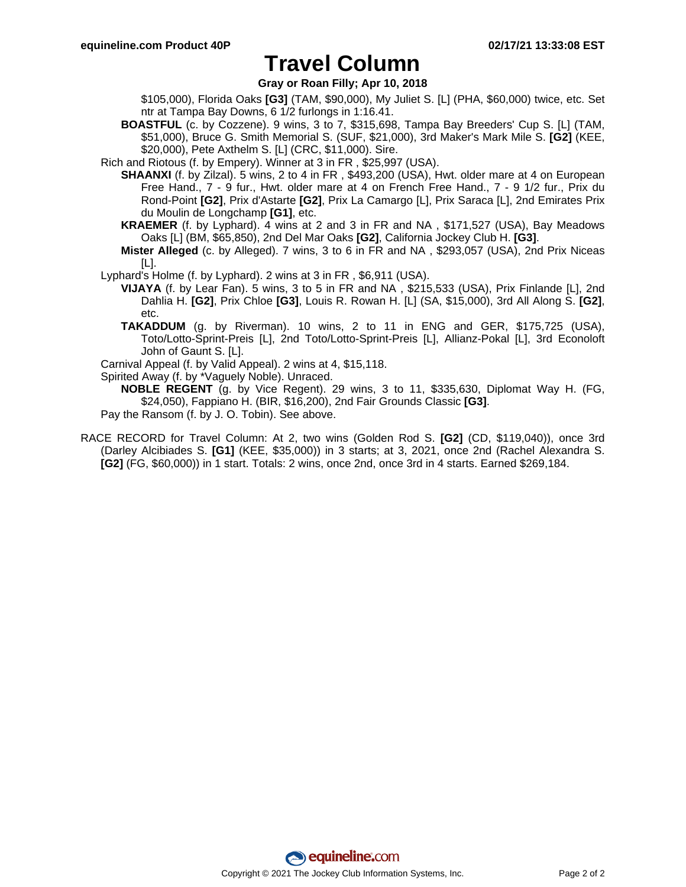# Travel Column

**Gray or Roan Filly; Apr 10, 2018**

$105,000), Florida Oaks **[G3]** (TAM, $90,000), My Juliet S. [L] (PHA, $60,000) twice, etc. Set ntr at Tampa Bay Downs, 6 1/2 furlongs in 1:16.41.

**BOASTFUL** (c. by Cozzene). 9 wins, 3 to 7, $315,698, Tampa Bay Breeders' Cup S. [L] (TAM, $51,000), Bruce G. Smith Memorial S. (SUF, $21,000), 3rd Maker's Mark Mile S. **[G2]** (KEE, $20,000), Pete Axthelm S. [L] (CRC, $11,000). Sire.

Rich and Riotous (f. by Empery). Winner at 3 in FR , $25,997 (USA).

**SHAANXI** (f. by Zilzal). 5 wins, 2 to 4 in FR , $493,200 (USA), Hwt. older mare at 4 on European Free Hand., 7 - 9 fur., Hwt. older mare at 4 on French Free Hand., 7 - 9 1/2 fur., Prix du Rond-Point **[G2]**, Prix d'Astarte **[G2]**, Prix La Camargo [L], Prix Saraca [L], 2nd Emirates Prix du Moulin de Longchamp **[G1]**, etc.

**KRAEMER** (f. by Lyphard). 4 wins at 2 and 3 in FR and NA , $171,527 (USA), Bay Meadows Oaks [L] (BM, $65,850), 2nd Del Mar Oaks **[G2]**, California Jockey Club H. **[G3]**.

**Mister Alleged** (c. by Alleged). 7 wins, 3 to 6 in FR and NA , $293,057 (USA), 2nd Prix Niceas [L].

Lyphard's Holme (f. by Lyphard). 2 wins at 3 in FR , $6,911 (USA).

**VIJAYA** (f. by Lear Fan). 5 wins, 3 to 5 in FR and NA , $215,533 (USA), Prix Finlande [L], 2nd Dahlia H. **[G2]**, Prix Chloe **[G3]**, Louis R. Rowan H. [L] (SA, $15,000), 3rd All Along S. **[G2]**, etc.

**TAKADDUM** (g. by Riverman). 10 wins, 2 to 11 in ENG and GER, $175,725 (USA), Toto/Lotto-Sprint-Preis [L], 2nd Toto/Lotto-Sprint-Preis [L], Allianz-Pokal [L], 3rd Econoloft John of Gaunt S. [L].

Carnival Appeal (f. by Valid Appeal). 2 wins at 4, $15,118.

Spirited Away (f. by *Vaguely Noble). Unraced.

**NOBLE REGENT** (g. by Vice Regent). 29 wins, 3 to 11, $335,630, Diplomat Way H. (FG, $24,050), Fappiano H. (BIR, $16,200), 2nd Fair Grounds Classic **[G3]**.

Pay the Ransom (f. by J. O. Tobin). See above.

RACE RECORD for Travel Column: At 2, two wins (Golden Rod S. **[G2]** (CD, $119,040)), once 3rd (Darley Alcibiades S. **[G1]** (KEE, $35,000)) in 3 starts; at 3, 2021, once 2nd (Rachel Alexandra S. **[G2]** (FG, $60,000)) in 1 start. Totals: 2 wins, once 2nd, once 3rd in 4 starts. Earned $269,184.